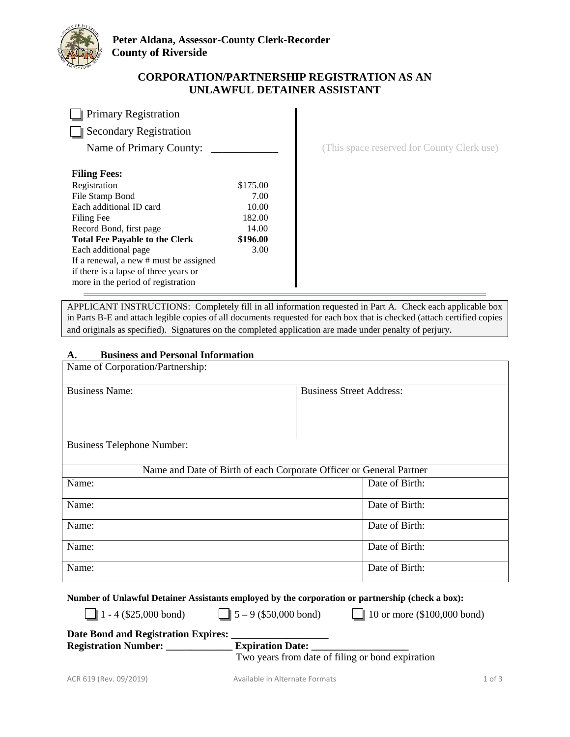**Peter Aldana, Assessor-County Clerk-Recorder**
**County of Riverside**

# CORPORATION/PARTNERSHIP REGISTRATION AS AN UNLAWFUL DETAINER ASSISTANT

☐ Primary Registration

☐ Secondary Registration

Name of Primary County: ____________

(This space reserved for County Clerk use)

**Filing Fees:**

| | |
|---|---|
| Registration | $175.00 |
| File Stamp Bond | 7.00 |
| Each additional ID card | 10.00 |
| Filing Fee | 182.00 |
| Record Bond, first page | 14.00 |
| **Total Fee Payable to the Clerk** | **$196.00** |
| Each additional page | 3.00 |

If a renewal, a new # must be assigned if there is a lapse of three years or more in the period of registration

APPLICANT INSTRUCTIONS: Completely fill in all information requested in Part A. Check each applicable box in Parts B-E and attach legible copies of all documents requested for each box that is checked (attach certified copies and originals as specified). Signatures on the completed application are made under penalty of perjury.

## A. Business and Personal Information

| Name of Corporation/Partnership: | |
|---|---|
| Business Name: | Business Street Address: |
| Business Telephone Number: | |

| Name and Date of Birth of each Corporate Officer or General Partner | |
|---|---|
| Name: | Date of Birth: |
| Name: | Date of Birth: |
| Name: | Date of Birth: |
| Name: | Date of Birth: |
| Name: | Date of Birth: |

**Number of Unlawful Detainer Assistants employed by the corporation or partnership (check a box):**

☐ 1 - 4 ($25,000 bond) ☐ 5 – 9 ($50,000 bond) ☐ 10 or more ($100,000 bond)

**Date Bond and Registration Expires: ___________________**

**Registration Number: _____________ Expiration Date: ___________________**

Two years from date of filing or bond expiration

ACR 619 (Rev. 09/2019) Available in Alternate Formats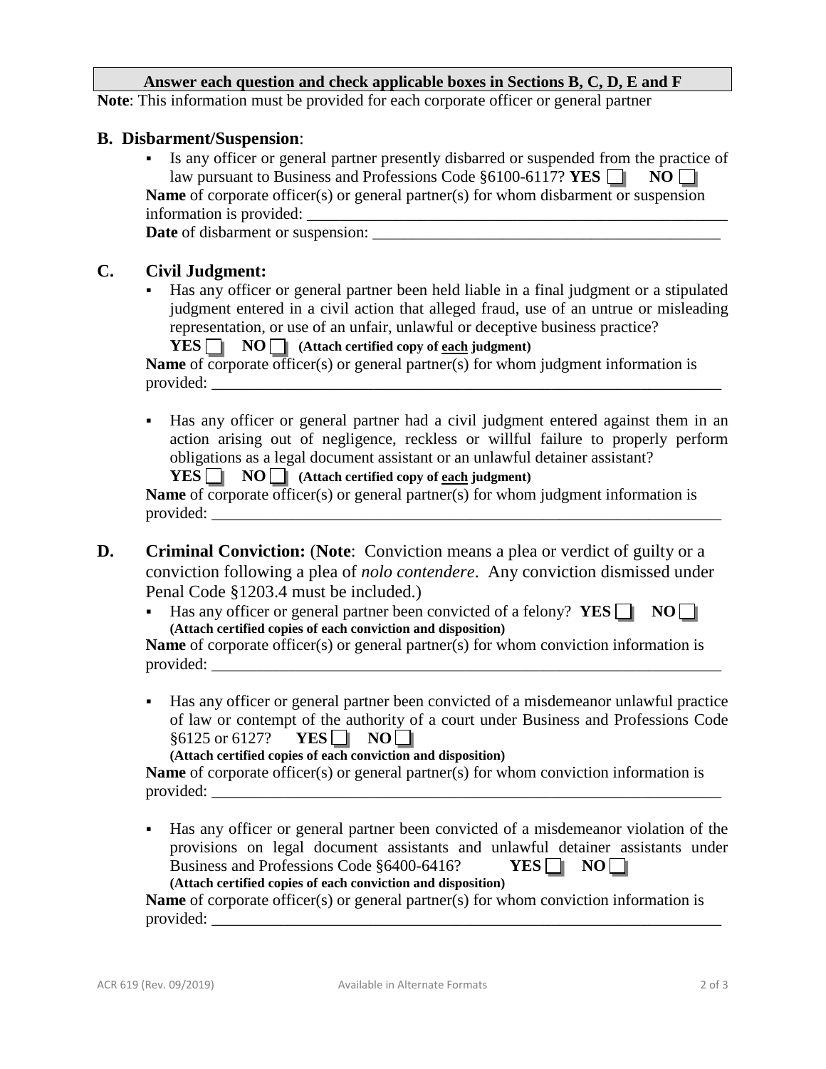**Answer each question and check applicable boxes in Sections B, C, D, E and F**

**Note**: This information must be provided for each corporate officer or general partner

## B. Disbarment/Suspension:

- Is any officer or general partner presently disbarred or suspended from the practice of law pursuant to Business and Professions Code §6100-6117? **YES** ☐ **NO** ☐

**Name** of corporate officer(s) or general partner(s) for whom disbarment or suspension information is provided: ______________________________________________________

**Date** of disbarment or suspension: ____________________________________________

## C. Civil Judgment:

- Has any officer or general partner been held liable in a final judgment or a stipulated judgment entered in a civil action that alleged fraud, use of an untrue or misleading representation, or use of an unfair, unlawful or deceptive business practice?

  **YES** ☐ **NO** ☐ **(Attach certified copy of each judgment)**

**Name** of corporate officer(s) or general partner(s) for whom judgment information is provided: ______________________________________________________________

- Has any officer or general partner had a civil judgment entered against them in an action arising out of negligence, reckless or willful failure to properly perform obligations as a legal document assistant or an unlawful detainer assistant?

  **YES** ☐ **NO** ☐ **(Attach certified copy of each judgment)**

**Name** of corporate officer(s) or general partner(s) for whom judgment information is provided: ______________________________________________________________

## D. Criminal Conviction: (**Note**: Conviction means a plea or verdict of guilty or a conviction following a plea of *nolo contendere*. Any conviction dismissed under Penal Code §1203.4 must be included.)

- Has any officer or general partner been convicted of a felony? **YES** ☐ **NO** ☐

  **(Attach certified copies of each conviction and disposition)**

**Name** of corporate officer(s) or general partner(s) for whom conviction information is provided: ______________________________________________________________

- Has any officer or general partner been convicted of a misdemeanor unlawful practice of law or contempt of the authority of a court under Business and Professions Code §6125 or 6127? **YES** ☐ **NO** ☐

  **(Attach certified copies of each conviction and disposition)**

**Name** of corporate officer(s) or general partner(s) for whom conviction information is provided: ______________________________________________________________

- Has any officer or general partner been convicted of a misdemeanor violation of the provisions on legal document assistants and unlawful detainer assistants under Business and Professions Code §6400-6416? **YES** ☐ **NO** ☐

  **(Attach certified copies of each conviction and disposition)**

**Name** of corporate officer(s) or general partner(s) for whom conviction information is provided: ______________________________________________________________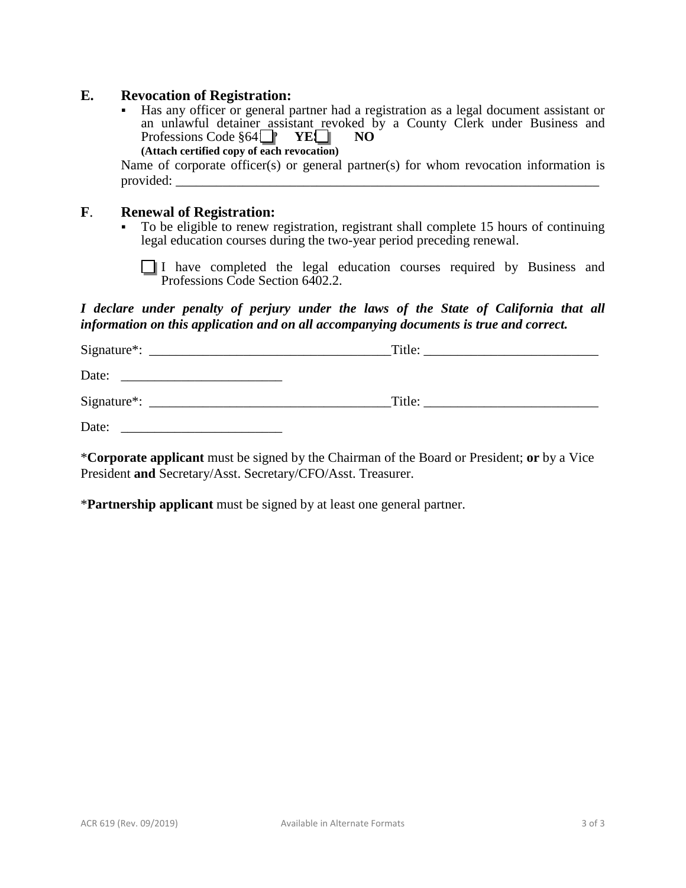## E. Revocation of Registration:

- Has any officer or general partner had a registration as a legal document assistant or an unlawful detainer assistant revoked by a County Clerk under Business and Professions Code §64☐? **YES** ☐ **NO**

  **(Attach certified copy of each revocation)**

Name of corporate officer(s) or general partner(s) for whom revocation information is provided: ___________________________________________________________________

## F. Renewal of Registration:

- To be eligible to renew registration, registrant shall complete 15 hours of continuing legal education courses during the two-year period preceding renewal.

  ☐ I have completed the legal education courses required by Business and Professions Code Section 6402.2.

***I declare under penalty of perjury under the laws of the State of California that all information on this application and on all accompanying documents is true and correct.***

Signature*: ___________________________________ Title: __________________________

Date: ________________________

Signature*: ___________________________________ Title: __________________________

Date: ________________________

\***Corporate applicant** must be signed by the Chairman of the Board or President; **or** by a Vice President **and** Secretary/Asst. Secretary/CFO/Asst. Treasurer.

\***Partnership applicant** must be signed by at least one general partner.

ACR 619 (Rev. 09/2019) Available in Alternate Formats